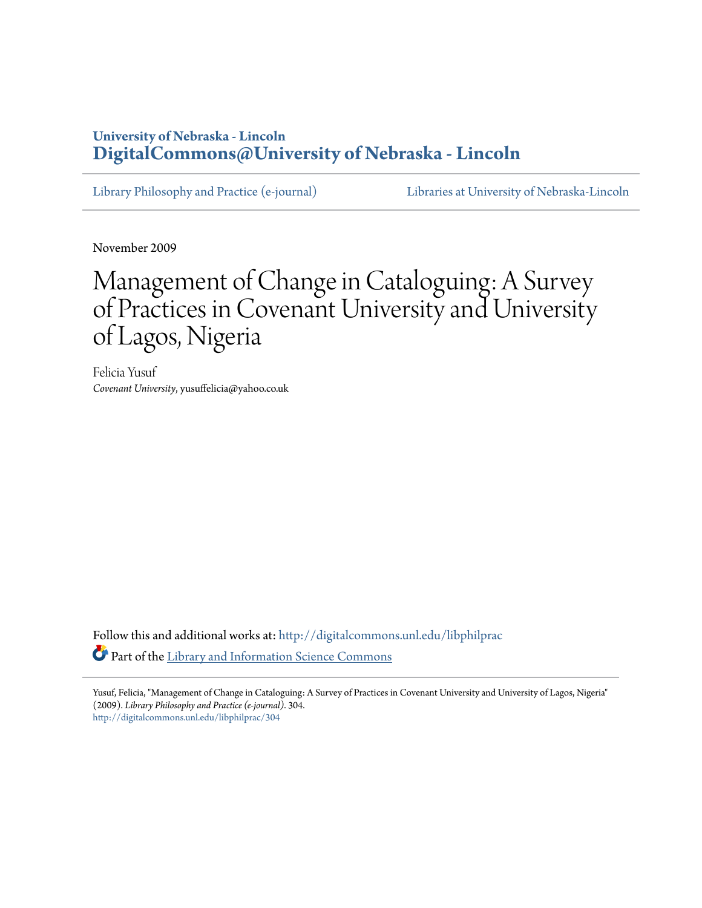**University of Nebraska - Lincoln**
**DigitalCommons@University of Nebraska - Lincoln**

Library Philosophy and Practice (e-journal) | Libraries at University of Nebraska-Lincoln

November 2009

# Management of Change in Cataloguing: A Survey of Practices in Covenant University and University of Lagos, Nigeria

Felicia Yusuf
*Covenant University*, yusuffelicia@yahoo.co.uk

Follow this and additional works at: http://digitalcommons.unl.edu/libphilprac

Part of the Library and Information Science Commons

Yusuf, Felicia, "Management of Change in Cataloguing: A Survey of Practices in Covenant University and University of Lagos, Nigeria" (2009). *Library Philosophy and Practice (e-journal)*. 304.
http://digitalcommons.unl.edu/libphilprac/304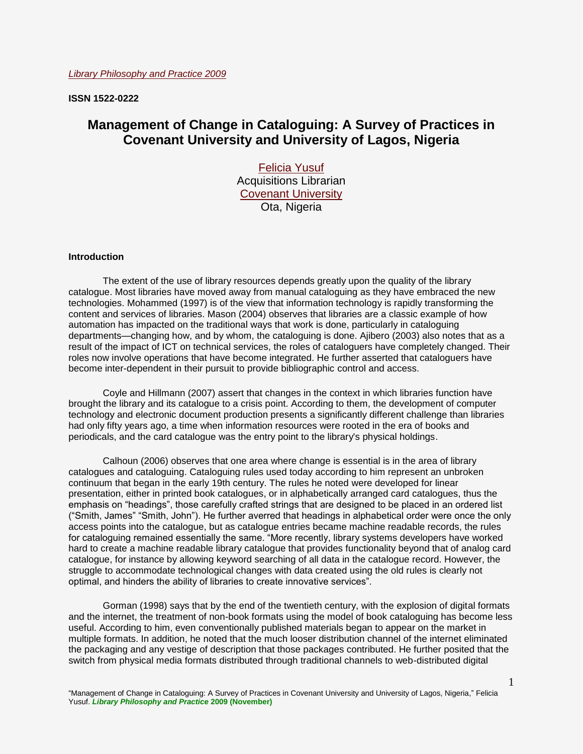*Library Philosophy and Practice 2009*

**ISSN 1522-0222**

# Management of Change in Cataloguing: A Survey of Practices in Covenant University and University of Lagos, Nigeria

Felicia Yusuf
Acquisitions Librarian
Covenant University
Ota, Nigeria

## Introduction

The extent of the use of library resources depends greatly upon the quality of the library catalogue. Most libraries have moved away from manual cataloguing as they have embraced the new technologies. Mohammed (1997) is of the view that information technology is rapidly transforming the content and services of libraries. Mason (2004) observes that libraries are a classic example of how automation has impacted on the traditional ways that work is done, particularly in cataloguing departments—changing how, and by whom, the cataloguing is done. Ajibero (2003) also notes that as a result of the impact of ICT on technical services, the roles of cataloguers have completely changed. Their roles now involve operations that have become integrated. He further asserted that cataloguers have become inter-dependent in their pursuit to provide bibliographic control and access.

Coyle and Hillmann (2007) assert that changes in the context in which libraries function have brought the library and its catalogue to a crisis point. According to them, the development of computer technology and electronic document production presents a significantly different challenge than libraries had only fifty years ago, a time when information resources were rooted in the era of books and periodicals, and the card catalogue was the entry point to the library's physical holdings.

Calhoun (2006) observes that one area where change is essential is in the area of library catalogues and cataloguing. Cataloguing rules used today according to him represent an unbroken continuum that began in the early 19th century. The rules he noted were developed for linear presentation, either in printed book catalogues, or in alphabetically arranged card catalogues, thus the emphasis on "headings", those carefully crafted strings that are designed to be placed in an ordered list ("Smith, James" "Smith, John"). He further averred that headings in alphabetical order were once the only access points into the catalogue, but as catalogue entries became machine readable records, the rules for cataloguing remained essentially the same. "More recently, library systems developers have worked hard to create a machine readable library catalogue that provides functionality beyond that of analog card catalogue, for instance by allowing keyword searching of all data in the catalogue record. However, the struggle to accommodate technological changes with data created using the old rules is clearly not optimal, and hinders the ability of libraries to create innovative services".

Gorman (1998) says that by the end of the twentieth century, with the explosion of digital formats and the internet, the treatment of non-book formats using the model of book cataloguing has become less useful. According to him, even conventionally published materials began to appear on the market in multiple formats. In addition, he noted that the much looser distribution channel of the internet eliminated the packaging and any vestige of description that those packages contributed. He further posited that the switch from physical media formats distributed through traditional channels to web-distributed digital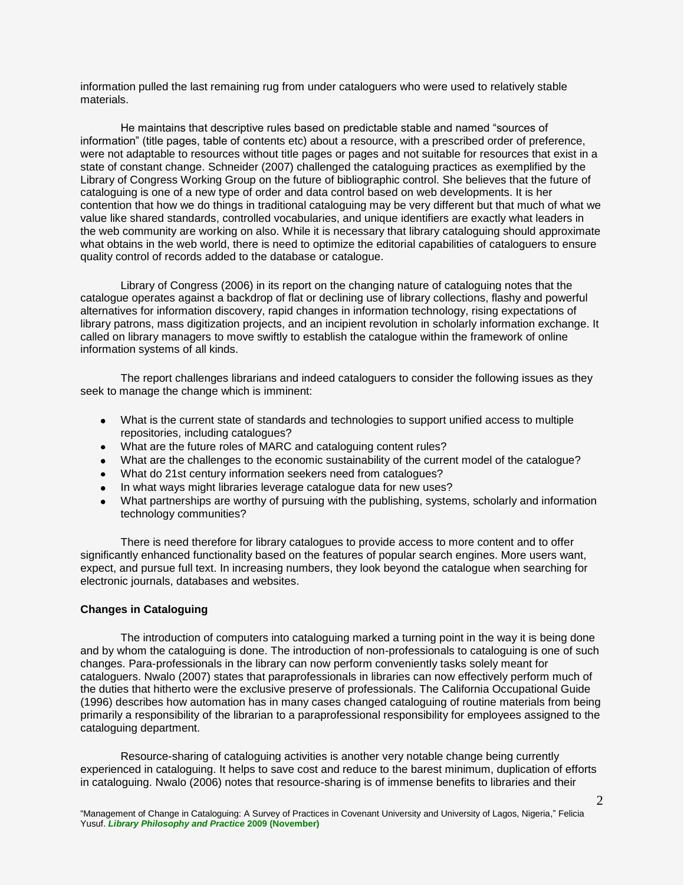information pulled the last remaining rug from under cataloguers who were used to relatively stable materials.

He maintains that descriptive rules based on predictable stable and named "sources of information" (title pages, table of contents etc) about a resource, with a prescribed order of preference, were not adaptable to resources without title pages or pages and not suitable for resources that exist in a state of constant change. Schneider (2007) challenged the cataloguing practices as exemplified by the Library of Congress Working Group on the future of bibliographic control. She believes that the future of cataloguing is one of a new type of order and data control based on web developments. It is her contention that how we do things in traditional cataloguing may be very different but that much of what we value like shared standards, controlled vocabularies, and unique identifiers are exactly what leaders in the web community are working on also. While it is necessary that library cataloguing should approximate what obtains in the web world, there is need to optimize the editorial capabilities of cataloguers to ensure quality control of records added to the database or catalogue.

Library of Congress (2006) in its report on the changing nature of cataloguing notes that the catalogue operates against a backdrop of flat or declining use of library collections, flashy and powerful alternatives for information discovery, rapid changes in information technology, rising expectations of library patrons, mass digitization projects, and an incipient revolution in scholarly information exchange. It called on library managers to move swiftly to establish the catalogue within the framework of online information systems of all kinds.

The report challenges librarians and indeed cataloguers to consider the following issues as they seek to manage the change which is imminent:

- What is the current state of standards and technologies to support unified access to multiple repositories, including catalogues?
- What are the future roles of MARC and cataloguing content rules?
- What are the challenges to the economic sustainability of the current model of the catalogue?
- What do 21st century information seekers need from catalogues?
- In what ways might libraries leverage catalogue data for new uses?
- What partnerships are worthy of pursuing with the publishing, systems, scholarly and information technology communities?

There is need therefore for library catalogues to provide access to more content and to offer significantly enhanced functionality based on the features of popular search engines. More users want, expect, and pursue full text. In increasing numbers, they look beyond the catalogue when searching for electronic journals, databases and websites.

**Changes in Cataloguing**

The introduction of computers into cataloguing marked a turning point in the way it is being done and by whom the cataloguing is done. The introduction of non-professionals to cataloguing is one of such changes. Para-professionals in the library can now perform conveniently tasks solely meant for cataloguers. Nwalo (2007) states that paraprofessionals in libraries can now effectively perform much of the duties that hitherto were the exclusive preserve of professionals. The California Occupational Guide (1996) describes how automation has in many cases changed cataloguing of routine materials from being primarily a responsibility of the librarian to a paraprofessional responsibility for employees assigned to the cataloguing department.

Resource-sharing of cataloguing activities is another very notable change being currently experienced in cataloguing. It helps to save cost and reduce to the barest minimum, duplication of efforts in cataloguing. Nwalo (2006) notes that resource-sharing is of immense benefits to libraries and their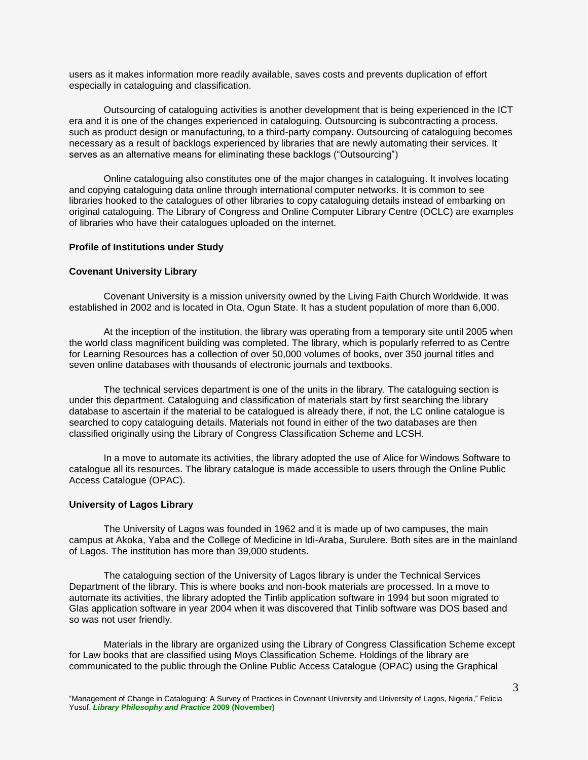users as it makes information more readily available, saves costs and prevents duplication of effort especially in cataloguing and classification.

Outsourcing of cataloguing activities is another development that is being experienced in the ICT era and it is one of the changes experienced in cataloguing. Outsourcing is subcontracting a process, such as product design or manufacturing, to a third-party company. Outsourcing of cataloguing becomes necessary as a result of backlogs experienced by libraries that are newly automating their services. It serves as an alternative means for eliminating these backlogs ("Outsourcing")

Online cataloguing also constitutes one of the major changes in cataloguing. It involves locating and copying cataloguing data online through international computer networks. It is common to see libraries hooked to the catalogues of other libraries to copy cataloguing details instead of embarking on original cataloguing. The Library of Congress and Online Computer Library Centre (OCLC) are examples of libraries who have their catalogues uploaded on the internet.

## Profile of Institutions under Study

### Covenant University Library

Covenant University is a mission university owned by the Living Faith Church Worldwide. It was established in 2002 and is located in Ota, Ogun State. It has a student population of more than 6,000.

At the inception of the institution, the library was operating from a temporary site until 2005 when the world class magnificent building was completed. The library, which is popularly referred to as Centre for Learning Resources has a collection of over 50,000 volumes of books, over 350 journal titles and seven online databases with thousands of electronic journals and textbooks.

The technical services department is one of the units in the library. The cataloguing section is under this department. Cataloguing and classification of materials start by first searching the library database to ascertain if the material to be catalogued is already there, if not, the LC online catalogue is searched to copy cataloguing details. Materials not found in either of the two databases are then classified originally using the Library of Congress Classification Scheme and LCSH.

In a move to automate its activities, the library adopted the use of Alice for Windows Software to catalogue all its resources. The library catalogue is made accessible to users through the Online Public Access Catalogue (OPAC).

### University of Lagos Library

The University of Lagos was founded in 1962 and it is made up of two campuses, the main campus at Akoka, Yaba and the College of Medicine in Idi-Araba, Surulere. Both sites are in the mainland of Lagos. The institution has more than 39,000 students.

The cataloguing section of the University of Lagos library is under the Technical Services Department of the library. This is where books and non-book materials are processed. In a move to automate its activities, the library adopted the Tinlib application software in 1994 but soon migrated to Glas application software in year 2004 when it was discovered that Tinlib software was DOS based and so was not user friendly.

Materials in the library are organized using the Library of Congress Classification Scheme except for Law books that are classified using Moys Classification Scheme. Holdings of the library are communicated to the public through the Online Public Access Catalogue (OPAC) using the Graphical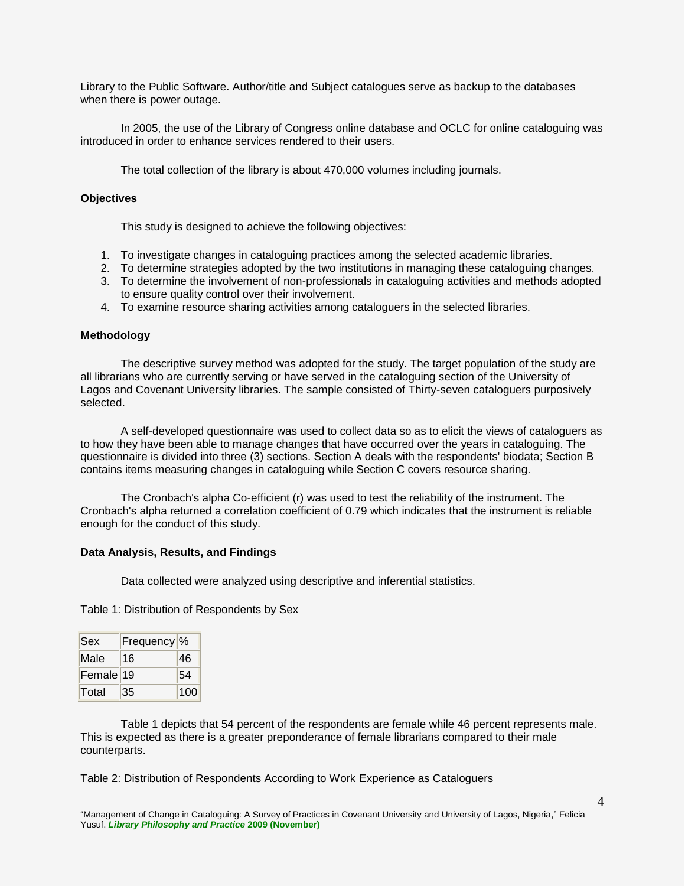Library to the Public Software. Author/title and Subject catalogues serve as backup to the databases when there is power outage.

In 2005, the use of the Library of Congress online database and OCLC for online cataloguing was introduced in order to enhance services rendered to their users.

The total collection of the library is about 470,000 volumes including journals.

### Objectives

This study is designed to achieve the following objectives:

1. To investigate changes in cataloguing practices among the selected academic libraries.
2. To determine strategies adopted by the two institutions in managing these cataloguing changes.
3. To determine the involvement of non-professionals in cataloguing activities and methods adopted to ensure quality control over their involvement.
4. To examine resource sharing activities among cataloguers in the selected libraries.

### Methodology

The descriptive survey method was adopted for the study. The target population of the study are all librarians who are currently serving or have served in the cataloguing section of the University of Lagos and Covenant University libraries. The sample consisted of Thirty-seven cataloguers purposively selected.

A self-developed questionnaire was used to collect data so as to elicit the views of cataloguers as to how they have been able to manage changes that have occurred over the years in cataloguing. The questionnaire is divided into three (3) sections. Section A deals with the respondents' biodata; Section B contains items measuring changes in cataloguing while Section C covers resource sharing.

The Cronbach's alpha Co-efficient (r) was used to test the reliability of the instrument. The Cronbach's alpha returned a correlation coefficient of 0.79 which indicates that the instrument is reliable enough for the conduct of this study.

### Data Analysis, Results, and Findings

Data collected were analyzed using descriptive and inferential statistics.

Table 1: Distribution of Respondents by Sex

| Sex | Frequency | % |
|---|---|---|
| Male | 16 | 46 |
| Female | 19 | 54 |
| Total | 35 | 100 |

Table 1 depicts that 54 percent of the respondents are female while 46 percent represents male. This is expected as there is a greater preponderance of female librarians compared to their male counterparts.

Table 2: Distribution of Respondents According to Work Experience as Cataloguers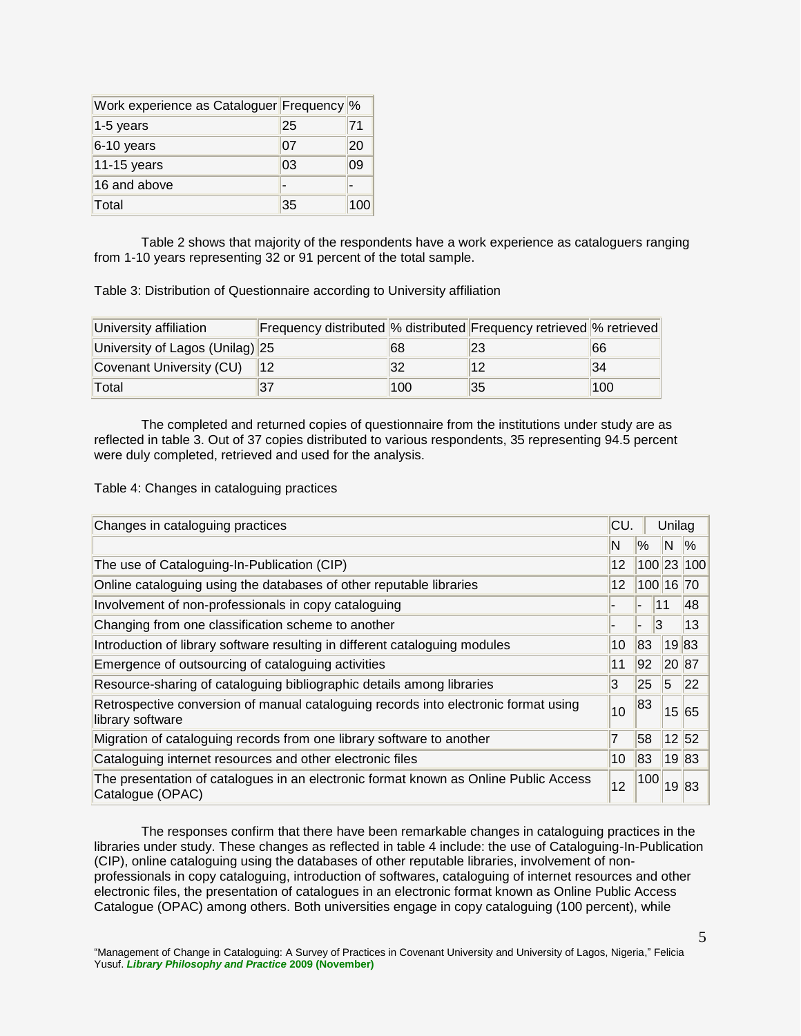| Work experience as Cataloguer | Frequency | % |
| --- | --- | --- |
| 1-5 years | 25 | 71 |
| 6-10 years | 07 | 20 |
| 11-15 years | 03 | 09 |
| 16 and above | - | - |
| Total | 35 | 100 |

Table 2 shows that majority of the respondents have a work experience as cataloguers ranging from 1-10 years representing 32 or 91 percent of the total sample.

Table 3: Distribution of Questionnaire according to University affiliation

| University affiliation | Frequency distributed | % distributed | Frequency retrieved | % retrieved |
| --- | --- | --- | --- | --- |
| University of Lagos (Unilag) | 25 | 68 | 23 | 66 |
| Covenant University (CU) | 12 | 32 | 12 | 34 |
| Total | 37 | 100 | 35 | 100 |

The completed and returned copies of questionnaire from the institutions under study are as reflected in table 3. Out of 37 copies distributed to various respondents, 35 representing 94.5 percent were duly completed, retrieved and used for the analysis.

Table 4: Changes in cataloguing practices

| Changes in cataloguing practices | CU. | | Unilag | |
| --- | --- | --- | --- | --- |
| | N | % | N | % |
| The use of Cataloguing-In-Publication (CIP) | 12 | 100 | 23 | 100 |
| Online cataloguing using the databases of other reputable libraries | 12 | 100 | 16 | 70 |
| Involvement of non-professionals in copy cataloguing | - | - | 11 | 48 |
| Changing from one classification scheme to another | - | - | 3 | 13 |
| Introduction of library software resulting in different cataloguing modules | 10 | 83 | 19 | 83 |
| Emergence of outsourcing of cataloguing activities | 11 | 92 | 20 | 87 |
| Resource-sharing of cataloguing bibliographic details among libraries | 3 | 25 | 5 | 22 |
| Retrospective conversion of manual cataloguing records into electronic format using library software | 10 | 83 | 15 | 65 |
| Migration of cataloguing records from one library software to another | 7 | 58 | 12 | 52 |
| Cataloguing internet resources and other electronic files | 10 | 83 | 19 | 83 |
| The presentation of catalogues in an electronic format known as Online Public Access Catalogue (OPAC) | 12 | 100 | 19 | 83 |

The responses confirm that there have been remarkable changes in cataloguing practices in the libraries under study. These changes as reflected in table 4 include: the use of Cataloguing-In-Publication (CIP), online cataloguing using the databases of other reputable libraries, involvement of non-professionals in copy cataloguing, introduction of softwares, cataloguing of internet resources and other electronic files, the presentation of catalogues in an electronic format known as Online Public Access Catalogue (OPAC) among others. Both universities engage in copy cataloguing (100 percent), while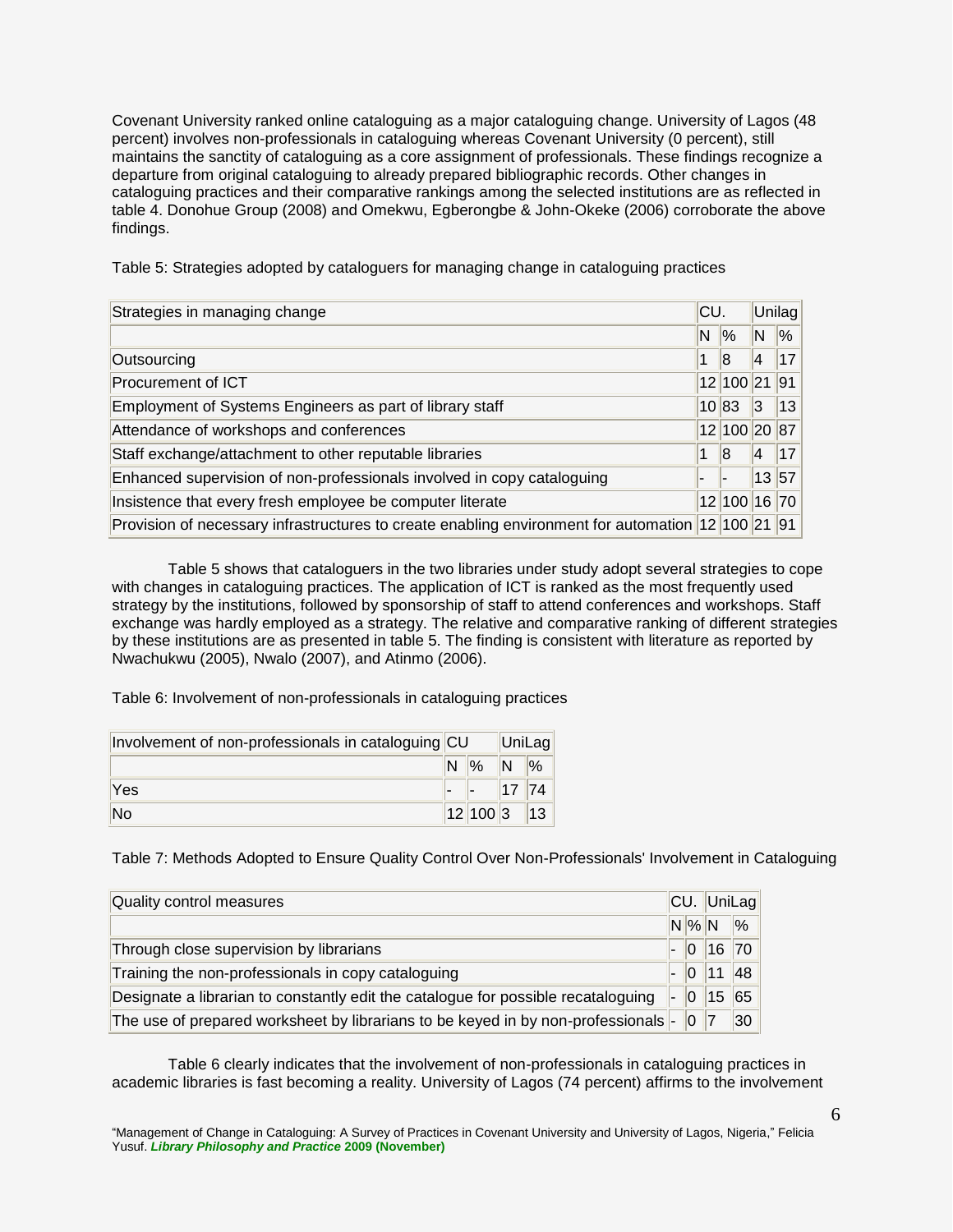Covenant University ranked online cataloguing as a major cataloguing change. University of Lagos (48 percent) involves non-professionals in cataloguing whereas Covenant University (0 percent), still maintains the sanctity of cataloguing as a core assignment of professionals. These findings recognize a departure from original cataloguing to already prepared bibliographic records. Other changes in cataloguing practices and their comparative rankings among the selected institutions are as reflected in table 4. Donohue Group (2008) and Omekwu, Egberongbe & John-Okeke (2006) corroborate the above findings.

Table 5: Strategies adopted by cataloguers for managing change in cataloguing practices

| Strategies in managing change | CU. | | Unilag | |
|---|---|---|---|---|
| | N | % | N | % |
| Outsourcing | 1 | 8 | 4 | 17 |
| Procurement of ICT | 12 | 100 | 21 | 91 |
| Employment of Systems Engineers as part of library staff | 10 | 83 | 3 | 13 |
| Attendance of workshops and conferences | 12 | 100 | 20 | 87 |
| Staff exchange/attachment to other reputable libraries | 1 | 8 | 4 | 17 |
| Enhanced supervision of non-professionals involved in copy cataloguing | - | - | 13 | 57 |
| Insistence that every fresh employee be computer literate | 12 | 100 | 16 | 70 |
| Provision of necessary infrastructures to create enabling environment for automation | 12 | 100 | 21 | 91 |

Table 5 shows that cataloguers in the two libraries under study adopt several strategies to cope with changes in cataloguing practices. The application of ICT is ranked as the most frequently used strategy by the institutions, followed by sponsorship of staff to attend conferences and workshops. Staff exchange was hardly employed as a strategy. The relative and comparative ranking of different strategies by these institutions are as presented in table 5. The finding is consistent with literature as reported by Nwachukwu (2005), Nwalo (2007), and Atinmo (2006).

Table 6: Involvement of non-professionals in cataloguing practices

| Involvement of non-professionals in cataloguing | CU | | UniLag | |
|---|---|---|---|---|
| | N | % | N | % |
| Yes | - | - | 17 | 74 |
| No | 12 | 100 | 3 | 13 |

Table 7: Methods Adopted to Ensure Quality Control Over Non-Professionals' Involvement in Cataloguing

| Quality control measures | CU. | | UniLag | |
|---|---|---|---|---|
| | N | % | N | % |
| Through close supervision by librarians | - | 0 | 16 | 70 |
| Training the non-professionals in copy cataloguing | - | 0 | 11 | 48 |
| Designate a librarian to constantly edit the catalogue for possible recataloguing | - | 0 | 15 | 65 |
| The use of prepared worksheet by librarians to be keyed in by non-professionals | - | 0 | 7 | 30 |

Table 6 clearly indicates that the involvement of non-professionals in cataloguing practices in academic libraries is fast becoming a reality. University of Lagos (74 percent) affirms to the involvement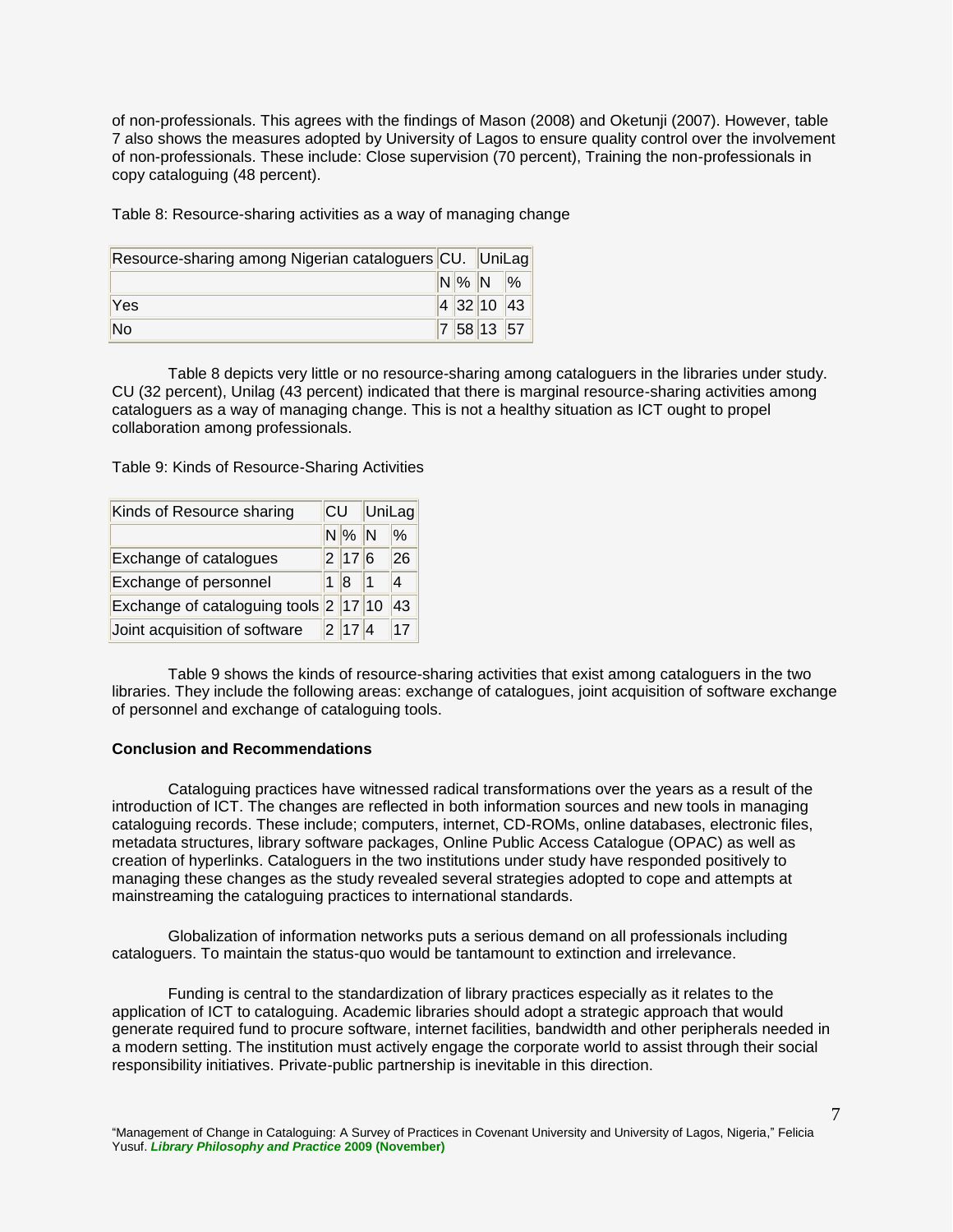of non-professionals. This agrees with the findings of Mason (2008) and Oketunji (2007). However, table 7 also shows the measures adopted by University of Lagos to ensure quality control over the involvement of non-professionals. These include: Close supervision (70 percent), Training the non-professionals in copy cataloguing (48 percent).

Table 8: Resource-sharing activities as a way of managing change

| Resource-sharing among Nigerian cataloguers | CU. | | UniLag | |
|---|---|---|---|---|
| | N | % | N | % |
| Yes | 4 | 32 | 10 | 43 |
| No | 7 | 58 | 13 | 57 |

Table 8 depicts very little or no resource-sharing among cataloguers in the libraries under study. CU (32 percent), Unilag (43 percent) indicated that there is marginal resource-sharing activities among cataloguers as a way of managing change. This is not a healthy situation as ICT ought to propel collaboration among professionals.

Table 9: Kinds of Resource-Sharing Activities

| Kinds of Resource sharing | CU | | UniLag | |
|---|---|---|---|---|
| | N | % | N | % |
| Exchange of catalogues | 2 | 17 | 6 | 26 |
| Exchange of personnel | 1 | 8 | 1 | 4 |
| Exchange of cataloguing tools | 2 | 17 | 10 | 43 |
| Joint acquisition of software | 2 | 17 | 4 | 17 |

Table 9 shows the kinds of resource-sharing activities that exist among cataloguers in the two libraries. They include the following areas: exchange of catalogues, joint acquisition of software exchange of personnel and exchange of cataloguing tools.

**Conclusion and Recommendations**

Cataloguing practices have witnessed radical transformations over the years as a result of the introduction of ICT. The changes are reflected in both information sources and new tools in managing cataloguing records. These include; computers, internet, CD-ROMs, online databases, electronic files, metadata structures, library software packages, Online Public Access Catalogue (OPAC) as well as creation of hyperlinks. Cataloguers in the two institutions under study have responded positively to managing these changes as the study revealed several strategies adopted to cope and attempts at mainstreaming the cataloguing practices to international standards.

Globalization of information networks puts a serious demand on all professionals including cataloguers. To maintain the status-quo would be tantamount to extinction and irrelevance.

Funding is central to the standardization of library practices especially as it relates to the application of ICT to cataloguing. Academic libraries should adopt a strategic approach that would generate required fund to procure software, internet facilities, bandwidth and other peripherals needed in a modern setting. The institution must actively engage the corporate world to assist through their social responsibility initiatives. Private-public partnership is inevitable in this direction.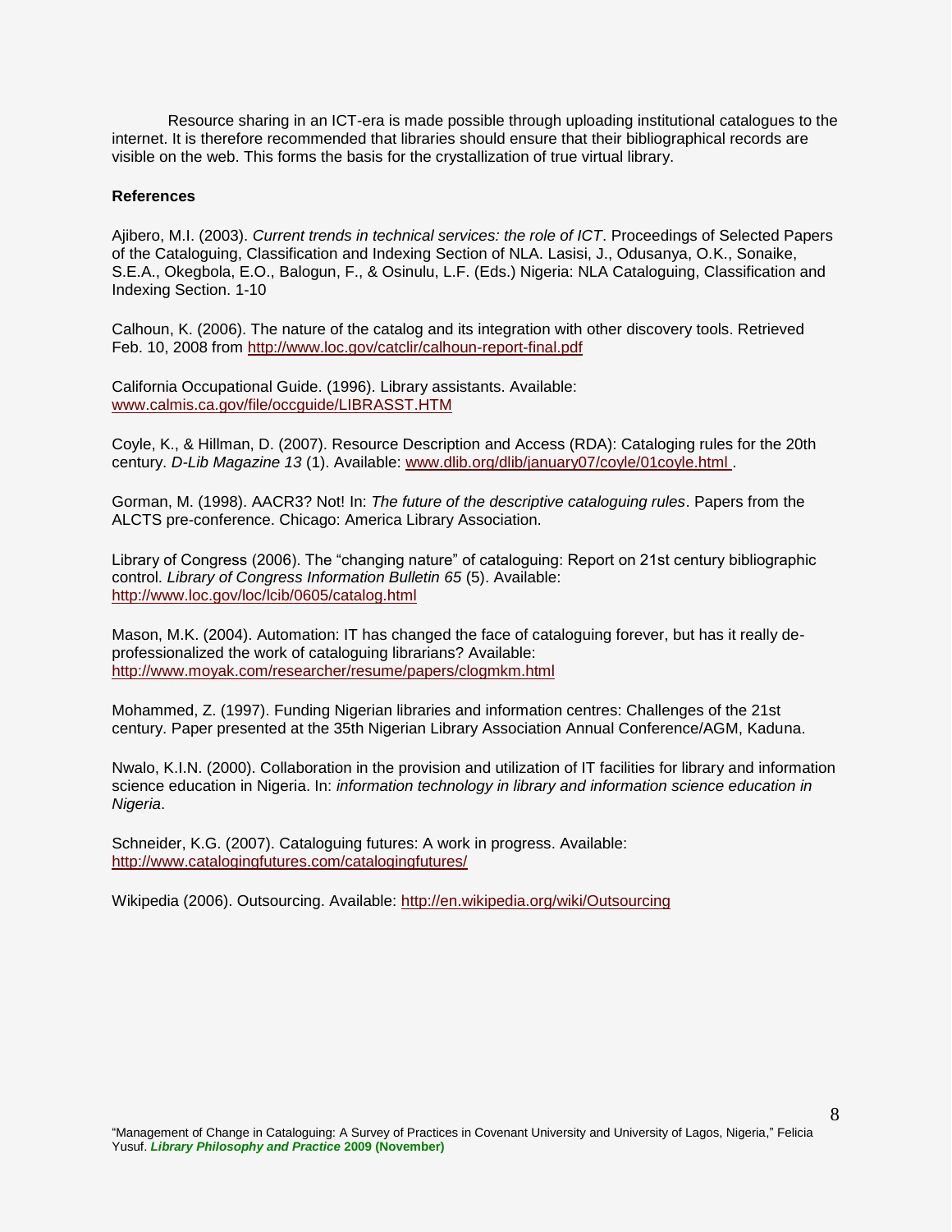Resource sharing in an ICT-era is made possible through uploading institutional catalogues to the internet. It is therefore recommended that libraries should ensure that their bibliographical records are visible on the web. This forms the basis for the crystallization of true virtual library.

**References**

Ajibero, M.I. (2003). *Current trends in technical services: the role of ICT*. Proceedings of Selected Papers of the Cataloguing, Classification and Indexing Section of NLA. Lasisi, J., Odusanya, O.K., Sonaike, S.E.A., Okegbola, E.O., Balogun, F., & Osinulu, L.F. (Eds.) Nigeria: NLA Cataloguing, Classification and Indexing Section. 1-10

Calhoun, K. (2006). The nature of the catalog and its integration with other discovery tools. Retrieved Feb. 10, 2008 from http://www.loc.gov/catclir/calhoun-report-final.pdf

California Occupational Guide. (1996). Library assistants. Available: www.calmis.ca.gov/file/occguide/LIBRASST.HTM

Coyle, K., & Hillman, D. (2007). Resource Description and Access (RDA): Cataloging rules for the 20th century. *D-Lib Magazine 13* (1). Available: www.dlib.org/dlib/january07/coyle/01coyle.html .

Gorman, M. (1998). AACR3? Not! In: *The future of the descriptive cataloguing rules*. Papers from the ALCTS pre-conference. Chicago: America Library Association.

Library of Congress (2006). The "changing nature" of cataloguing: Report on 21st century bibliographic control. *Library of Congress Information Bulletin 65* (5). Available: http://www.loc.gov/loc/lcib/0605/catalog.html

Mason, M.K. (2004). Automation: IT has changed the face of cataloguing forever, but has it really de-professionalized the work of cataloguing librarians? Available: http://www.moyak.com/researcher/resume/papers/clogmkm.html

Mohammed, Z. (1997). Funding Nigerian libraries and information centres: Challenges of the 21st century. Paper presented at the 35th Nigerian Library Association Annual Conference/AGM, Kaduna.

Nwalo, K.I.N. (2000). Collaboration in the provision and utilization of IT facilities for library and information science education in Nigeria. In: *information technology in library and information science education in Nigeria*.

Schneider, K.G. (2007). Cataloguing futures: A work in progress. Available: http://www.catalogingfutures.com/catalogingfutures/

Wikipedia (2006). Outsourcing. Available: http://en.wikipedia.org/wiki/Outsourcing